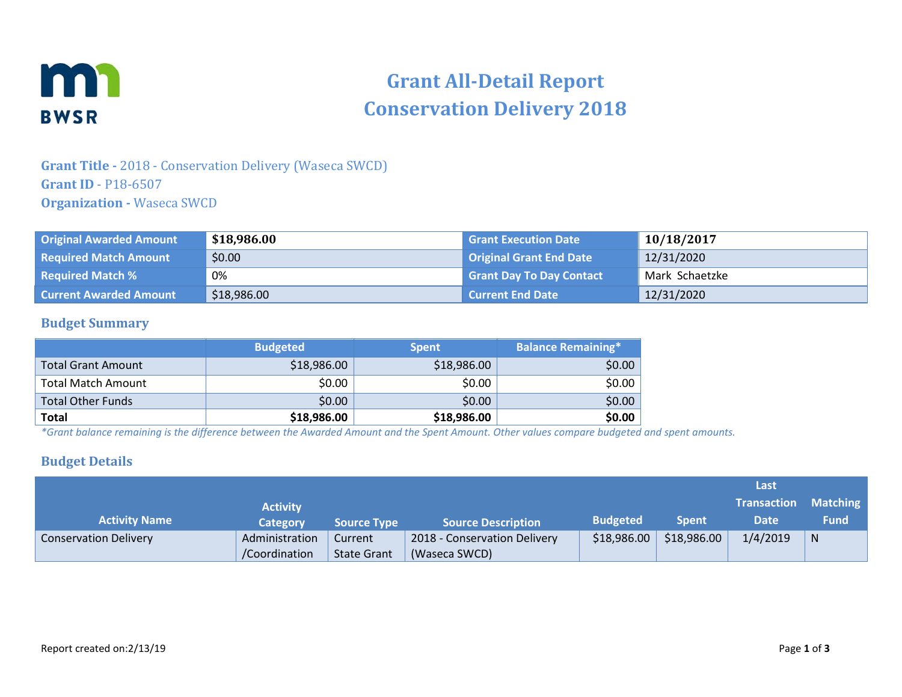# Grant All-Detail Report
# Conservation Delivery 2018

**Grant Title -** 2018 - Conservation Delivery (Waseca SWCD)
**Grant ID** - P18-6507
**Organization -** Waseca SWCD

| Original Awarded Amount | $18,986.00 | Grant Execution Date | 10/18/2017 |
|---|---|---|---|
| Required Match Amount | $0.00 | Original Grant End Date | 12/31/2020 |
| Required Match % | 0% | Grant Day To Day Contact | Mark Schaetzke |
| Current Awarded Amount | $18,986.00 | Current End Date | 12/31/2020 |

## Budget Summary

| | Budgeted | Spent | Balance Remaining* |
|---|---|---|---|
| Total Grant Amount | $18,986.00 | $18,986.00 | $0.00 |
| Total Match Amount | $0.00 | $0.00 | $0.00 |
| Total Other Funds | $0.00 | $0.00 | $0.00 |
| **Total** | **$18,986.00** | **$18,986.00** | **$0.00** |

*Grant balance remaining is the difference between the Awarded Amount and the Spent Amount. Other values compare budgeted and spent amounts.*

## Budget Details

| Activity Name | Activity Category | Source Type | Source Description | Budgeted | Spent | Last Transaction Date | Matching Fund |
|---|---|---|---|---|---|---|---|
| Conservation Delivery | Administration /Coordination | Current State Grant | 2018 - Conservation Delivery (Waseca SWCD) | $18,986.00 | $18,986.00 | 1/4/2019 | N |

Report created on:2/13/19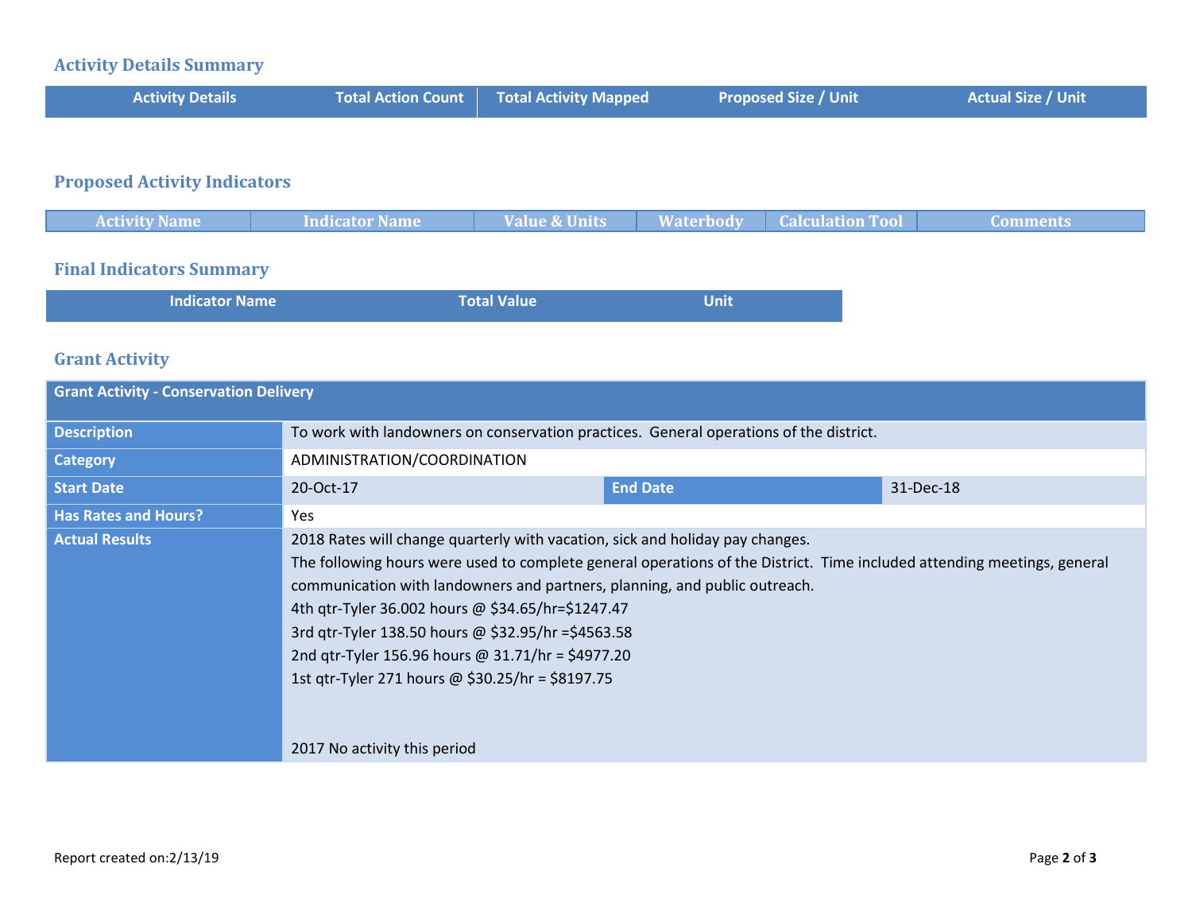## Activity Details Summary

| Activity Details | Total Action Count | Total Activity Mapped | Proposed Size / Unit | Actual Size / Unit |
| --- | --- | --- | --- | --- |

## Proposed Activity Indicators

| Activity Name | Indicator Name | Value & Units | Waterbody | Calculation Tool | Comments |
| --- | --- | --- | --- | --- | --- |

## Final Indicators Summary

| Indicator Name | Total Value | Unit |
| --- | --- | --- |

## Grant Activity

| Grant Activity - Conservation Delivery | | | |
| --- | --- | --- | --- |
| **Description** | To work with landowners on conservation practices. General operations of the district. | | |
| **Category** | ADMINISTRATION/COORDINATION | | |
| **Start Date** | 20-Oct-17 | **End Date** | 31-Dec-18 |
| **Has Rates and Hours?** | Yes | | |
| **Actual Results** | 2018 Rates will change quarterly with vacation, sick and holiday pay changes.<br>The following hours were used to complete general operations of the District. Time included attending meetings, general communication with landowners and partners, planning, and public outreach.<br>4th qtr-Tyler 36.002 hours @ $34.65/hr=$1247.47<br>3rd qtr-Tyler 138.50 hours @ $32.95/hr =$4563.58<br>2nd qtr-Tyler 156.96 hours @ 31.71/hr = $4977.20<br>1st qtr-Tyler 271 hours @ $30.25/hr = $8197.75<br><br>2017 No activity this period | | |

Report created on:2/13/19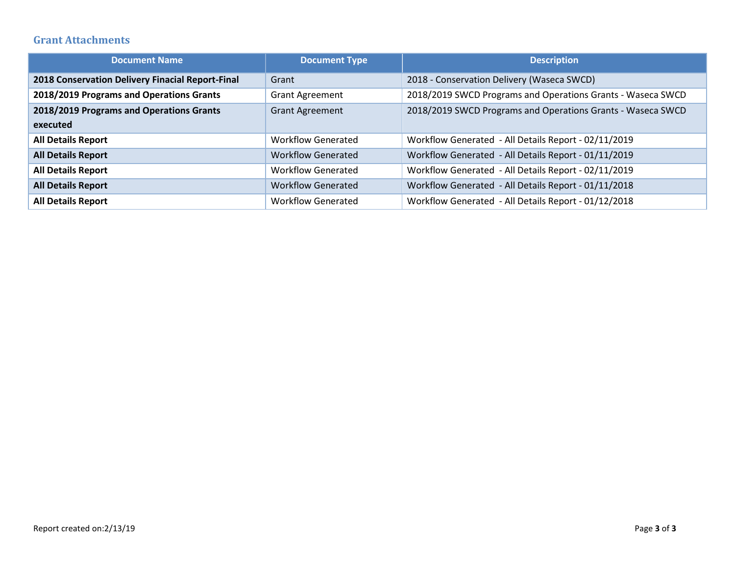## Grant Attachments

| Document Name | Document Type | Description |
|---|---|---|
| **2018 Conservation Delivery Finacial Report-Final** | Grant | 2018 - Conservation Delivery (Waseca SWCD) |
| **2018/2019 Programs and Operations Grants** | Grant Agreement | 2018/2019 SWCD Programs and Operations Grants - Waseca SWCD |
| **2018/2019 Programs and Operations Grants executed** | Grant Agreement | 2018/2019 SWCD Programs and Operations Grants - Waseca SWCD |
| **All Details Report** | Workflow Generated | Workflow Generated - All Details Report - 02/11/2019 |
| **All Details Report** | Workflow Generated | Workflow Generated - All Details Report - 01/11/2019 |
| **All Details Report** | Workflow Generated | Workflow Generated - All Details Report - 02/11/2019 |
| **All Details Report** | Workflow Generated | Workflow Generated - All Details Report - 01/11/2018 |
| **All Details Report** | Workflow Generated | Workflow Generated - All Details Report - 01/12/2018 |

Report created on:2/13/19